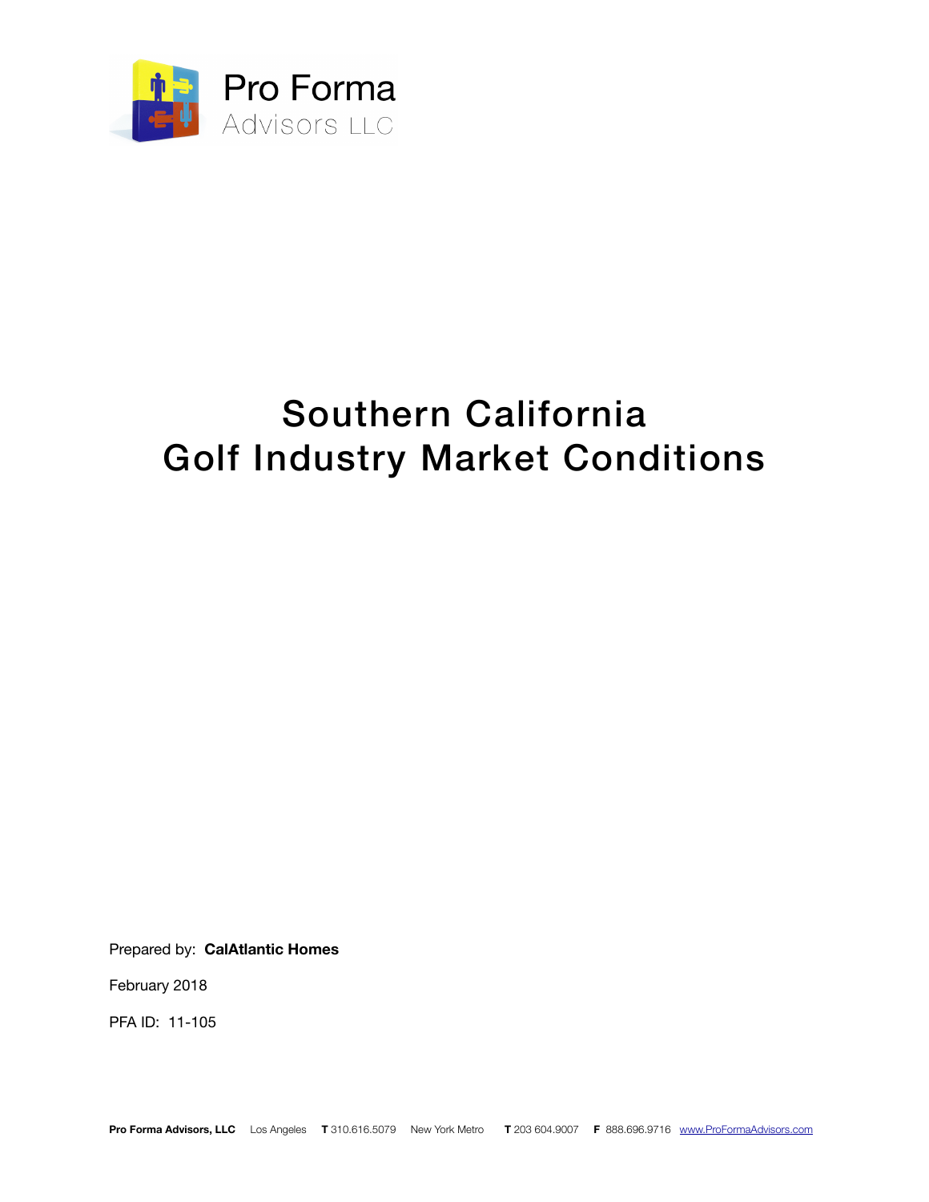Pro Forma Advisors LLC

# Southern California Golf Industry Market Conditions

Prepared by: **CalAtlantic Homes**

February 2018

PFA ID: 11-105

**Pro Forma Advisors, LLC** Los Angeles **T** 310.616.5079 New York Metro **T** 203 604.9007 **F** 888.696.9716 www.ProFormaAdvisors.com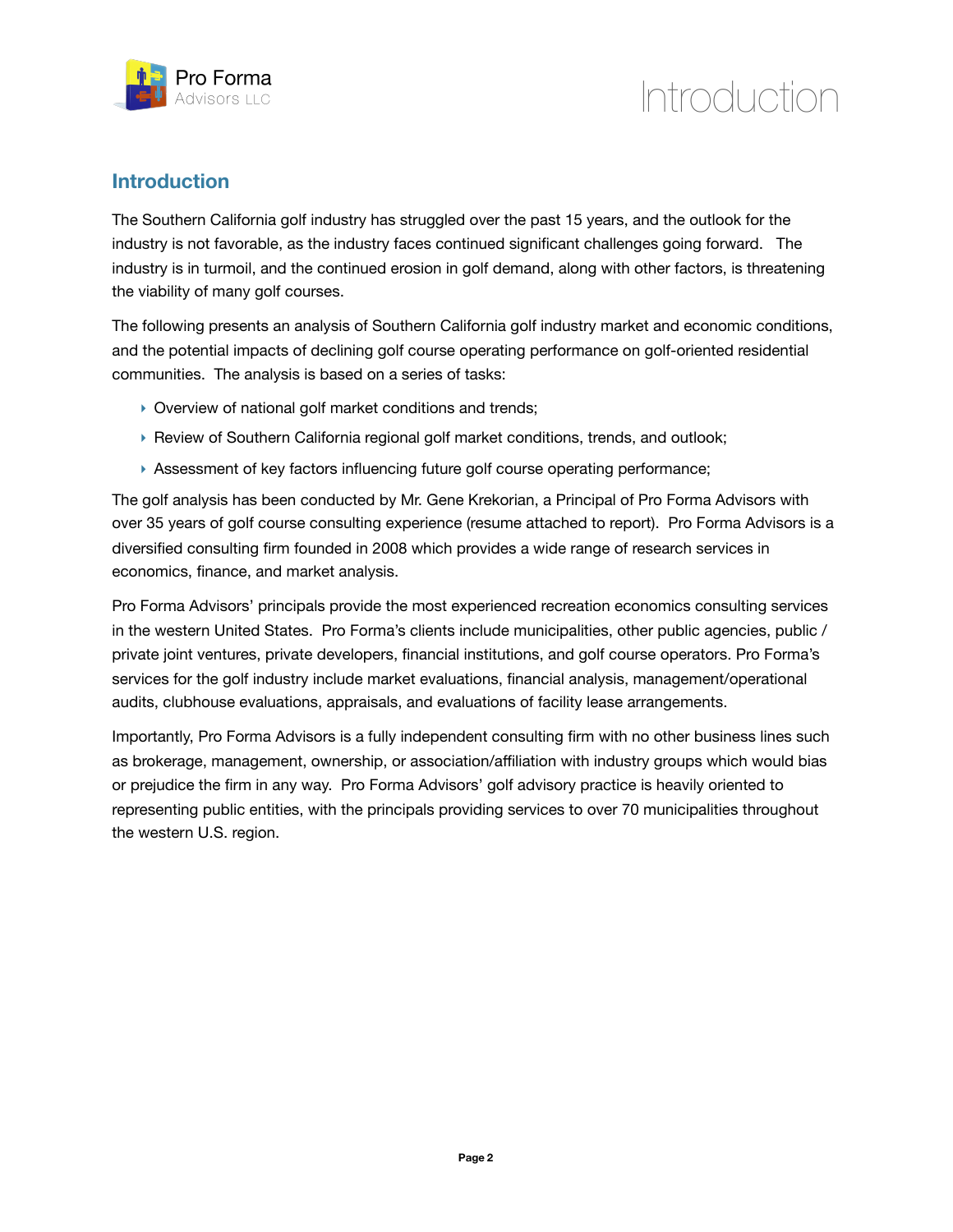## Introduction

The Southern California golf industry has struggled over the past 15 years, and the outlook for the industry is not favorable, as the industry faces continued significant challenges going forward. The industry is in turmoil, and the continued erosion in golf demand, along with other factors, is threatening the viability of many golf courses.

The following presents an analysis of Southern California golf industry market and economic conditions, and the potential impacts of declining golf course operating performance on golf-oriented residential communities. The analysis is based on a series of tasks:

- Overview of national golf market conditions and trends;
- Review of Southern California regional golf market conditions, trends, and outlook;
- Assessment of key factors influencing future golf course operating performance;

The golf analysis has been conducted by Mr. Gene Krekorian, a Principal of Pro Forma Advisors with over 35 years of golf course consulting experience (resume attached to report). Pro Forma Advisors is a diversified consulting firm founded in 2008 which provides a wide range of research services in economics, finance, and market analysis.

Pro Forma Advisors' principals provide the most experienced recreation economics consulting services in the western United States. Pro Forma's clients include municipalities, other public agencies, public / private joint ventures, private developers, financial institutions, and golf course operators. Pro Forma's services for the golf industry include market evaluations, financial analysis, management/operational audits, clubhouse evaluations, appraisals, and evaluations of facility lease arrangements.

Importantly, Pro Forma Advisors is a fully independent consulting firm with no other business lines such as brokerage, management, ownership, or association/affiliation with industry groups which would bias or prejudice the firm in any way. Pro Forma Advisors' golf advisory practice is heavily oriented to representing public entities, with the principals providing services to over 70 municipalities throughout the western U.S. region.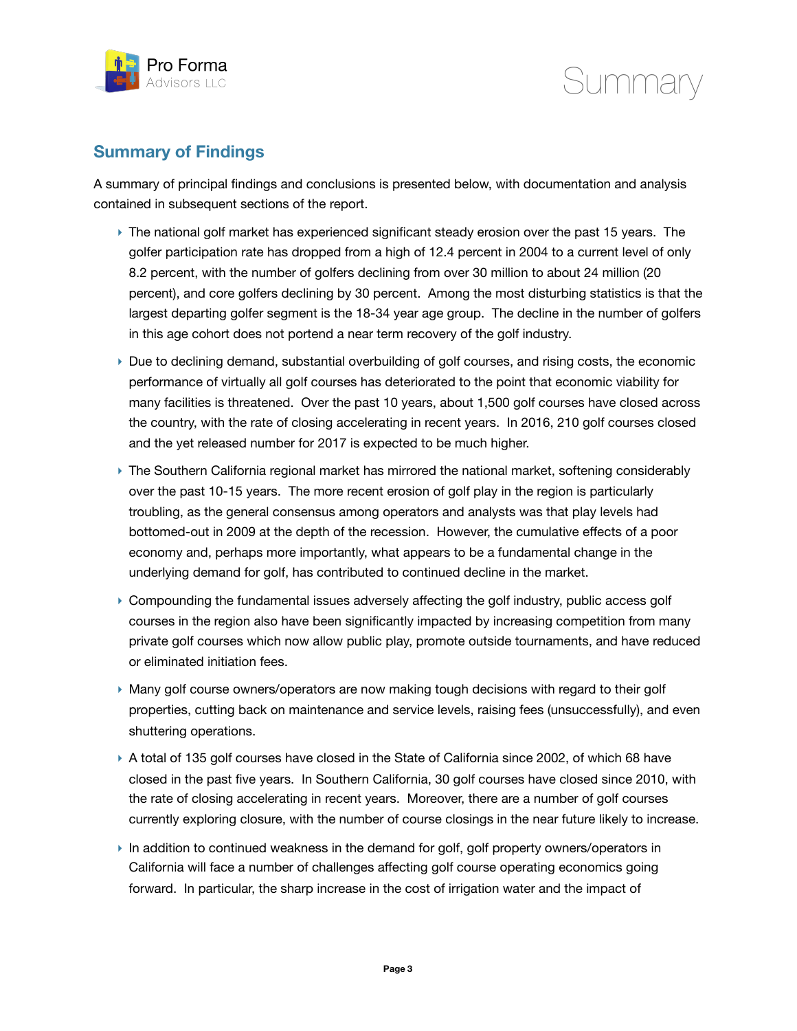## Summary of Findings

A summary of principal findings and conclusions is presented below, with documentation and analysis contained in subsequent sections of the report.

- The national golf market has experienced significant steady erosion over the past 15 years. The golfer participation rate has dropped from a high of 12.4 percent in 2004 to a current level of only 8.2 percent, with the number of golfers declining from over 30 million to about 24 million (20 percent), and core golfers declining by 30 percent. Among the most disturbing statistics is that the largest departing golfer segment is the 18-34 year age group. The decline in the number of golfers in this age cohort does not portend a near term recovery of the golf industry.
- Due to declining demand, substantial overbuilding of golf courses, and rising costs, the economic performance of virtually all golf courses has deteriorated to the point that economic viability for many facilities is threatened. Over the past 10 years, about 1,500 golf courses have closed across the country, with the rate of closing accelerating in recent years. In 2016, 210 golf courses closed and the yet released number for 2017 is expected to be much higher.
- The Southern California regional market has mirrored the national market, softening considerably over the past 10-15 years. The more recent erosion of golf play in the region is particularly troubling, as the general consensus among operators and analysts was that play levels had bottomed-out in 2009 at the depth of the recession. However, the cumulative effects of a poor economy and, perhaps more importantly, what appears to be a fundamental change in the underlying demand for golf, has contributed to continued decline in the market.
- Compounding the fundamental issues adversely affecting the golf industry, public access golf courses in the region also have been significantly impacted by increasing competition from many private golf courses which now allow public play, promote outside tournaments, and have reduced or eliminated initiation fees.
- Many golf course owners/operators are now making tough decisions with regard to their golf properties, cutting back on maintenance and service levels, raising fees (unsuccessfully), and even shuttering operations.
- A total of 135 golf courses have closed in the State of California since 2002, of which 68 have closed in the past five years. In Southern California, 30 golf courses have closed since 2010, with the rate of closing accelerating in recent years. Moreover, there are a number of golf courses currently exploring closure, with the number of course closings in the near future likely to increase.
- In addition to continued weakness in the demand for golf, golf property owners/operators in California will face a number of challenges affecting golf course operating economics going forward. In particular, the sharp increase in the cost of irrigation water and the impact of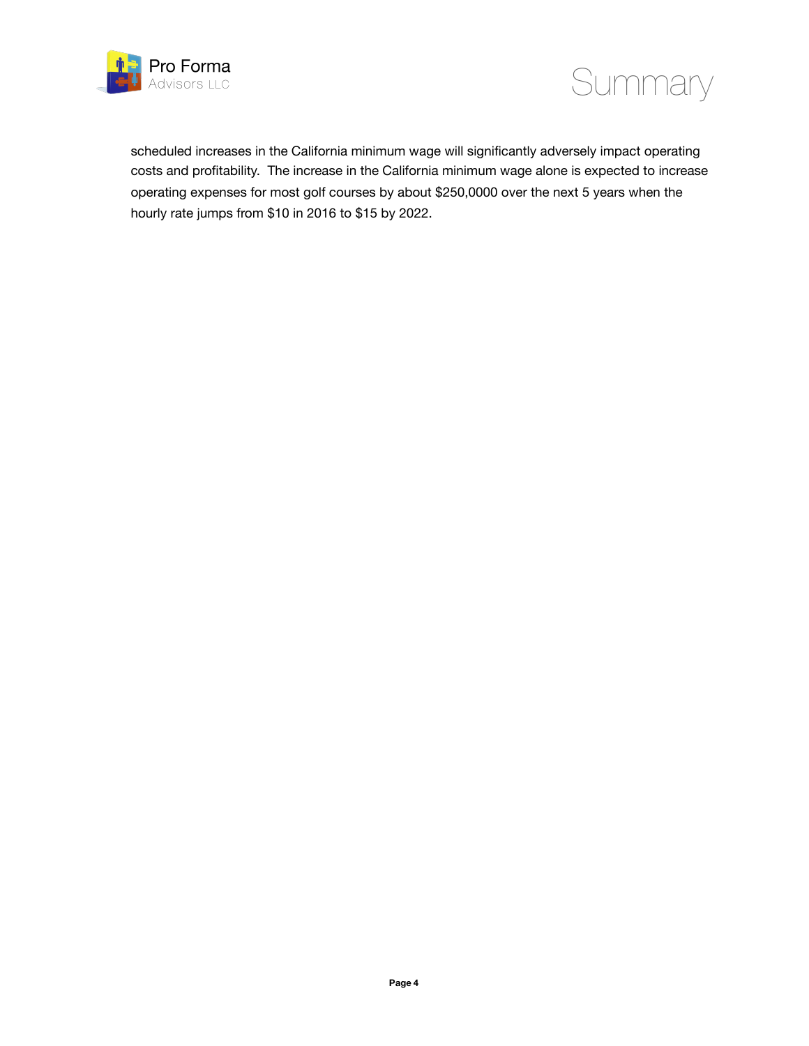scheduled increases in the California minimum wage will significantly adversely impact operating costs and profitability. The increase in the California minimum wage alone is expected to increase operating expenses for most golf courses by about $250,0000 over the next 5 years when the hourly rate jumps from $10 in 2016 to $15 by 2022.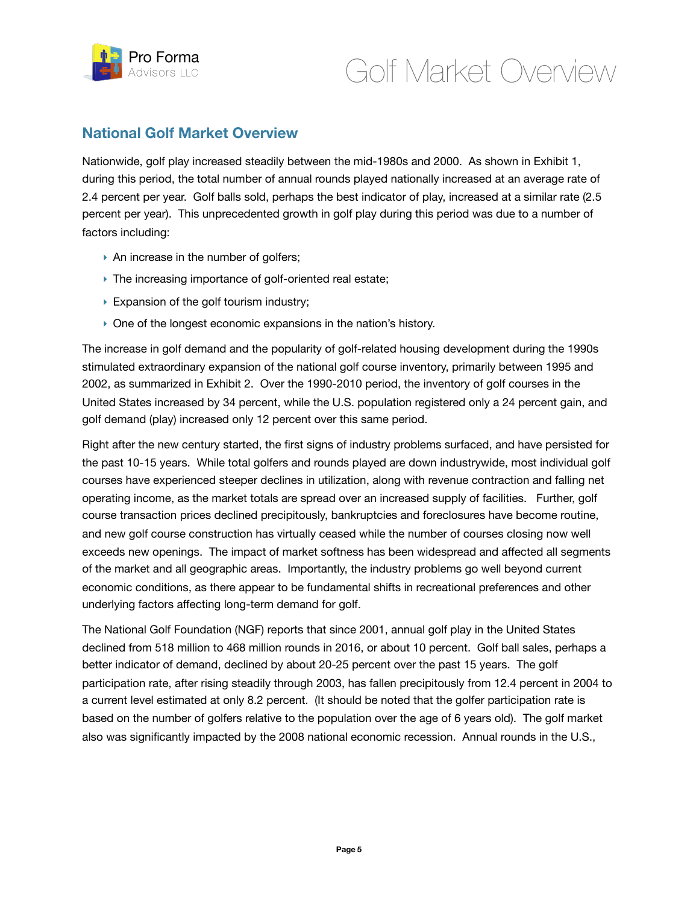## National Golf Market Overview

Nationwide, golf play increased steadily between the mid-1980s and 2000. As shown in Exhibit 1, during this period, the total number of annual rounds played nationally increased at an average rate of 2.4 percent per year. Golf balls sold, perhaps the best indicator of play, increased at a similar rate (2.5 percent per year). This unprecedented growth in golf play during this period was due to a number of factors including:

- An increase in the number of golfers;
- The increasing importance of golf-oriented real estate;
- Expansion of the golf tourism industry;
- One of the longest economic expansions in the nation's history.

The increase in golf demand and the popularity of golf-related housing development during the 1990s stimulated extraordinary expansion of the national golf course inventory, primarily between 1995 and 2002, as summarized in Exhibit 2. Over the 1990-2010 period, the inventory of golf courses in the United States increased by 34 percent, while the U.S. population registered only a 24 percent gain, and golf demand (play) increased only 12 percent over this same period.

Right after the new century started, the first signs of industry problems surfaced, and have persisted for the past 10-15 years. While total golfers and rounds played are down industrywide, most individual golf courses have experienced steeper declines in utilization, along with revenue contraction and falling net operating income, as the market totals are spread over an increased supply of facilities. Further, golf course transaction prices declined precipitously, bankruptcies and foreclosures have become routine, and new golf course construction has virtually ceased while the number of courses closing now well exceeds new openings. The impact of market softness has been widespread and affected all segments of the market and all geographic areas. Importantly, the industry problems go well beyond current economic conditions, as there appear to be fundamental shifts in recreational preferences and other underlying factors affecting long-term demand for golf.

The National Golf Foundation (NGF) reports that since 2001, annual golf play in the United States declined from 518 million to 468 million rounds in 2016, or about 10 percent. Golf ball sales, perhaps a better indicator of demand, declined by about 20-25 percent over the past 15 years. The golf participation rate, after rising steadily through 2003, has fallen precipitously from 12.4 percent in 2004 to a current level estimated at only 8.2 percent. (It should be noted that the golfer participation rate is based on the number of golfers relative to the population over the age of 6 years old). The golf market also was significantly impacted by the 2008 national economic recession. Annual rounds in the U.S.,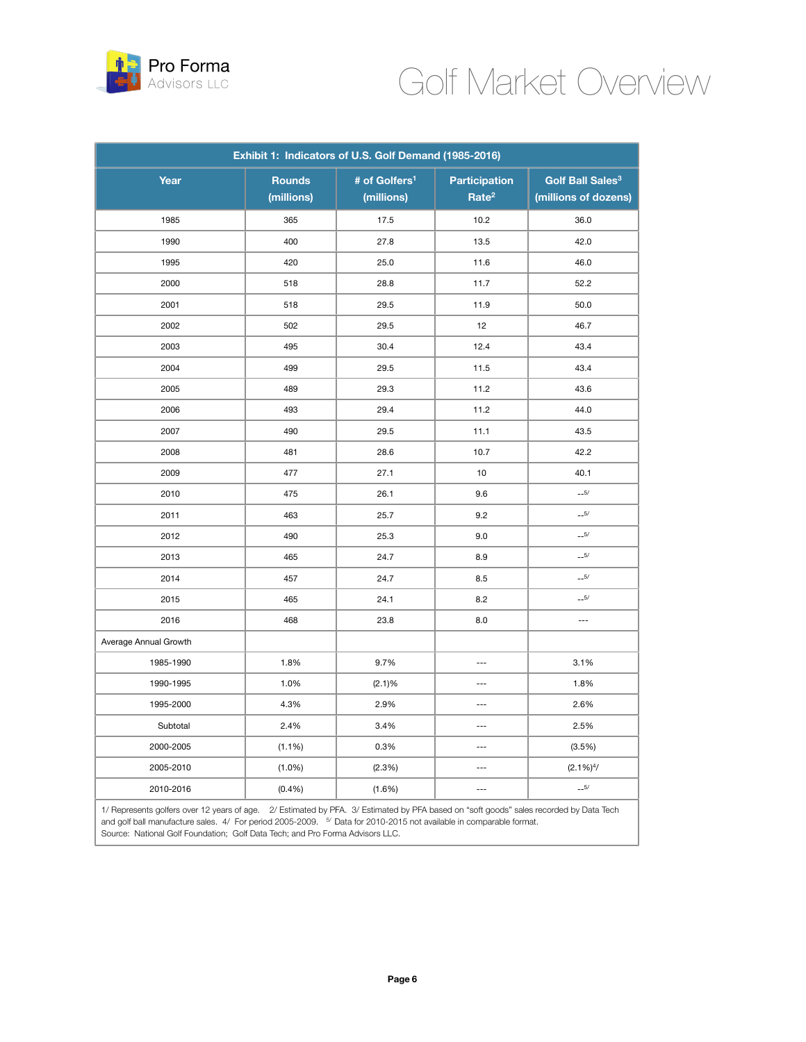# Golf Market Overview

| Exhibit 1: Indicators of U.S. Golf Demand (1985-2016) | | | | |
|---|---|---|---|---|
| Year | Rounds (millions) | # of Golfers[1] (millions) | Participation Rate[2] | Golf Ball Sales[3] (millions of dozens) |
| 1985 | 365 | 17.5 | 10.2 | 36.0 |
| 1990 | 400 | 27.8 | 13.5 | 42.0 |
| 1995 | 420 | 25.0 | 11.6 | 46.0 |
| 2000 | 518 | 28.8 | 11.7 | 52.2 |
| 2001 | 518 | 29.5 | 11.9 | 50.0 |
| 2002 | 502 | 29.5 | 12 | 46.7 |
| 2003 | 495 | 30.4 | 12.4 | 43.4 |
| 2004 | 499 | 29.5 | 11.5 | 43.4 |
| 2005 | 489 | 29.3 | 11.2 | 43.6 |
| 2006 | 493 | 29.4 | 11.2 | 44.0 |
| 2007 | 490 | 29.5 | 11.1 | 43.5 |
| 2008 | 481 | 28.6 | 10.7 | 42.2 |
| 2009 | 477 | 27.1 | 10 | 40.1 |
| 2010 | 475 | 26.1 | 9.6 | --[5] |
| 2011 | 463 | 25.7 | 9.2 | --[5] |
| 2012 | 490 | 25.3 | 9.0 | --[5] |
| 2013 | 465 | 24.7 | 8.9 | --[5] |
| 2014 | 457 | 24.7 | 8.5 | --[5] |
| 2015 | 465 | 24.1 | 8.2 | --[5] |
| 2016 | 468 | 23.8 | 8.0 | --- |
| Average Annual Growth | | | | |
| 1985-1990 | 1.8% | 9.7% | --- | 3.1% |
| 1990-1995 | 1.0% | (2.1)% | --- | 1.8% |
| 1995-2000 | 4.3% | 2.9% | --- | 2.6% |
| Subtotal | 2.4% | 3.4% | --- | 2.5% |
| 2000-2005 | (1.1%) | 0.3% | --- | (3.5%) |
| 2005-2010 | (1.0%) | (2.3%) | --- | (2.1%)[4] |
| 2010-2016 | (0.4%) | (1.6%) | --- | --[5] |

1/ Represents golfers over 12 years of age. 2/ Estimated by PFA. 3/ Estimated by PFA based on "soft goods" sales recorded by Data Tech and golf ball manufacture sales. 4/ For period 2005-2009. 5/ Data for 2010-2015 not available in comparable format.
Source: National Golf Foundation; Golf Data Tech; and Pro Forma Advisors LLC.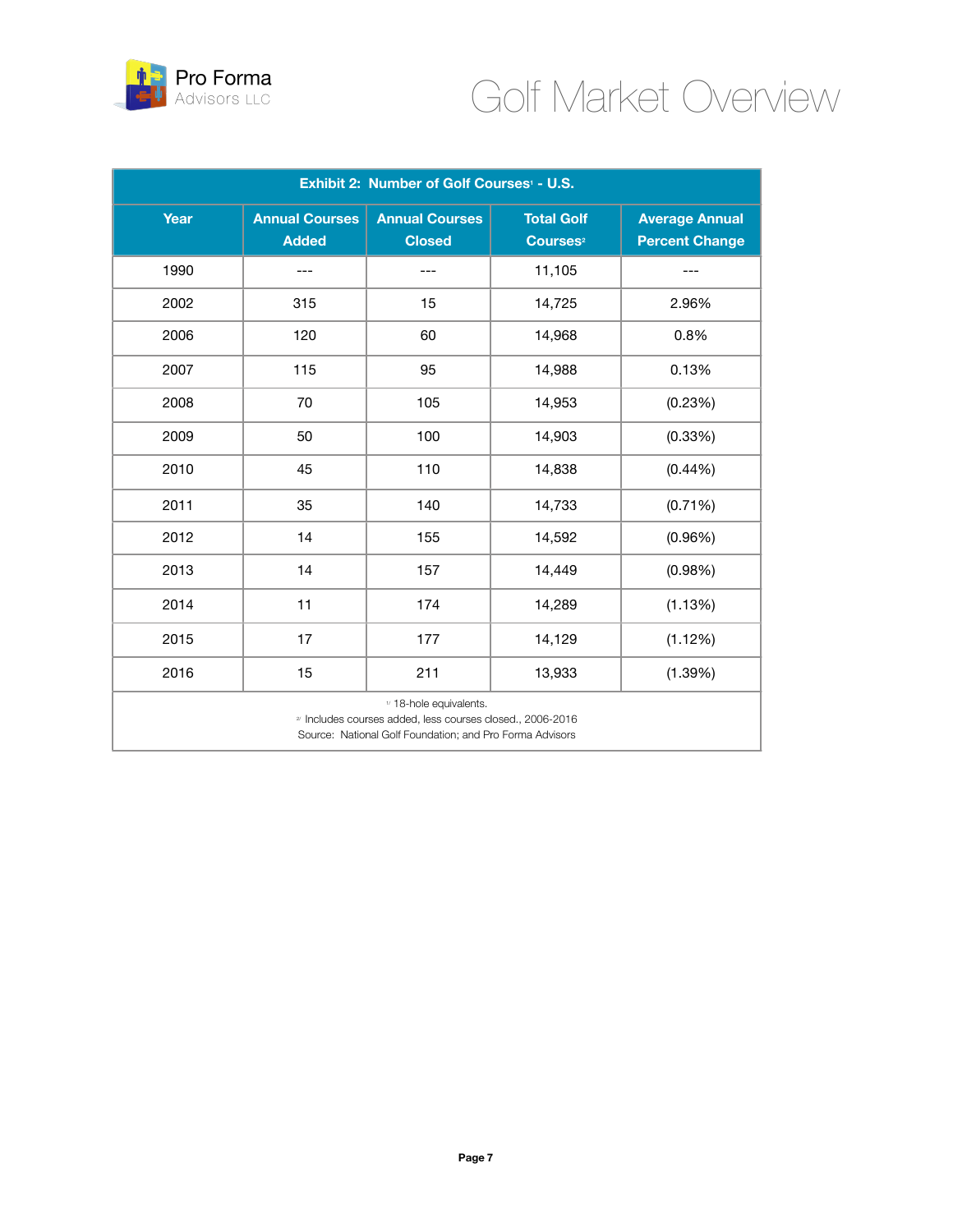# Golf Market Overview

| Exhibit 2: Number of Golf Courses[1] - U.S. | | | | |
|---|---|---|---|---|
| Year | Annual Courses Added | Annual Courses Closed | Total Golf Courses[2] | Average Annual Percent Change |
| 1990 | --- | --- | 11,105 | --- |
| 2002 | 315 | 15 | 14,725 | 2.96% |
| 2006 | 120 | 60 | 14,968 | 0.8% |
| 2007 | 115 | 95 | 14,988 | 0.13% |
| 2008 | 70 | 105 | 14,953 | (0.23%) |
| 2009 | 50 | 100 | 14,903 | (0.33%) |
| 2010 | 45 | 110 | 14,838 | (0.44%) |
| 2011 | 35 | 140 | 14,733 | (0.71%) |
| 2012 | 14 | 155 | 14,592 | (0.96%) |
| 2013 | 14 | 157 | 14,449 | (0.98%) |
| 2014 | 11 | 174 | 14,289 | (1.13%) |
| 2015 | 17 | 177 | 14,129 | (1.12%) |
| 2016 | 15 | 211 | 13,933 | (1.39%) |

[1] 18-hole equivalents.  
[2] Includes courses added, less courses closed., 2006-2016  
Source: National Golf Foundation; and Pro Forma Advisors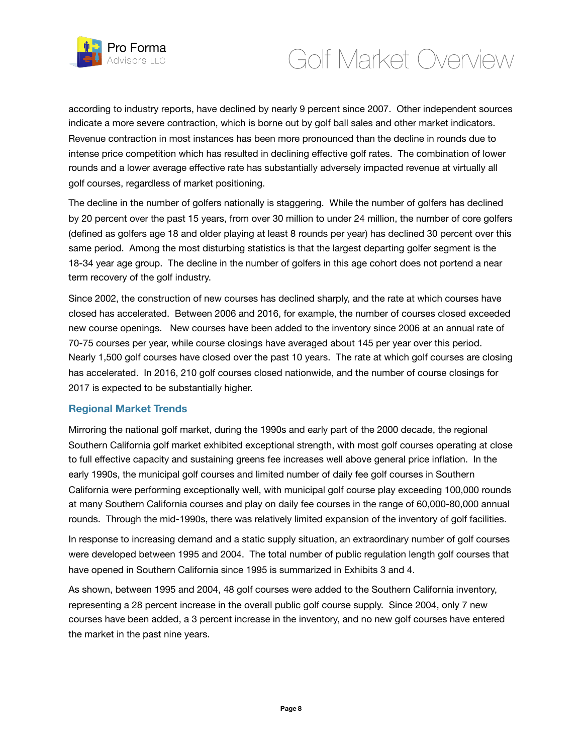according to industry reports, have declined by nearly 9 percent since 2007. Other independent sources indicate a more severe contraction, which is borne out by golf ball sales and other market indicators. Revenue contraction in most instances has been more pronounced than the decline in rounds due to intense price competition which has resulted in declining effective golf rates. The combination of lower rounds and a lower average effective rate has substantially adversely impacted revenue at virtually all golf courses, regardless of market positioning.

The decline in the number of golfers nationally is staggering. While the number of golfers has declined by 20 percent over the past 15 years, from over 30 million to under 24 million, the number of core golfers (defined as golfers age 18 and older playing at least 8 rounds per year) has declined 30 percent over this same period. Among the most disturbing statistics is that the largest departing golfer segment is the 18-34 year age group. The decline in the number of golfers in this age cohort does not portend a near term recovery of the golf industry.

Since 2002, the construction of new courses has declined sharply, and the rate at which courses have closed has accelerated. Between 2006 and 2016, for example, the number of courses closed exceeded new course openings. New courses have been added to the inventory since 2006 at an annual rate of 70-75 courses per year, while course closings have averaged about 145 per year over this period. Nearly 1,500 golf courses have closed over the past 10 years. The rate at which golf courses are closing has accelerated. In 2016, 210 golf courses closed nationwide, and the number of course closings for 2017 is expected to be substantially higher.

### Regional Market Trends

Mirroring the national golf market, during the 1990s and early part of the 2000 decade, the regional Southern California golf market exhibited exceptional strength, with most golf courses operating at close to full effective capacity and sustaining greens fee increases well above general price inflation. In the early 1990s, the municipal golf courses and limited number of daily fee golf courses in Southern California were performing exceptionally well, with municipal golf course play exceeding 100,000 rounds at many Southern California courses and play on daily fee courses in the range of 60,000-80,000 annual rounds. Through the mid-1990s, there was relatively limited expansion of the inventory of golf facilities.

In response to increasing demand and a static supply situation, an extraordinary number of golf courses were developed between 1995 and 2004. The total number of public regulation length golf courses that have opened in Southern California since 1995 is summarized in Exhibits 3 and 4.

As shown, between 1995 and 2004, 48 golf courses were added to the Southern California inventory, representing a 28 percent increase in the overall public golf course supply. Since 2004, only 7 new courses have been added, a 3 percent increase in the inventory, and no new golf courses have entered the market in the past nine years.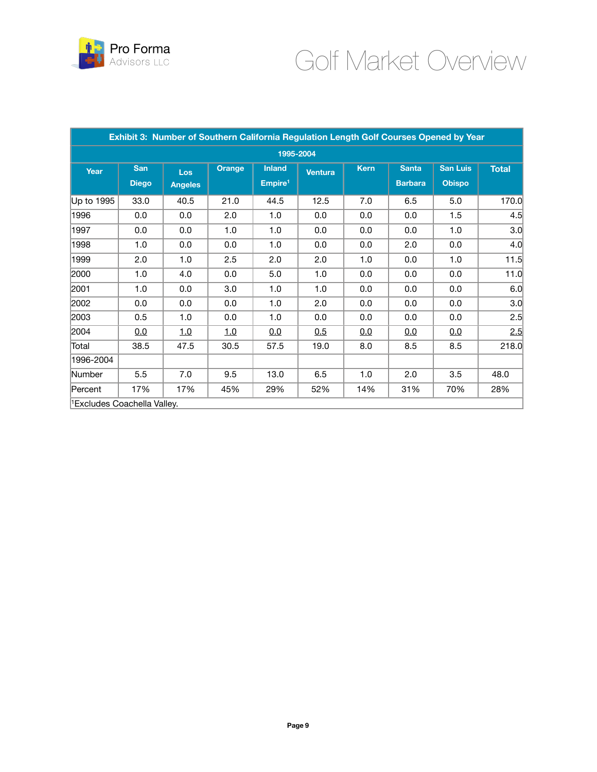| Exhibit 3: Number of Southern California Regulation Length Golf Courses Opened by Year | | | | | | | | | |
|---|---|---|---|---|---|---|---|---|---|
| 1995-2004 | | | | | | | | | |
| Year | San Diego | Los Angeles | Orange | Inland Empire[1] | Ventura | Kern | Santa Barbara | San Luis Obispo | Total |
| Up to 1995 | 33.0 | 40.5 | 21.0 | 44.5 | 12.5 | 7.0 | 6.5 | 5.0 | 170.0 |
| 1996 | 0.0 | 0.0 | 2.0 | 1.0 | 0.0 | 0.0 | 0.0 | 1.5 | 4.5 |
| 1997 | 0.0 | 0.0 | 1.0 | 1.0 | 0.0 | 0.0 | 0.0 | 1.0 | 3.0 |
| 1998 | 1.0 | 0.0 | 0.0 | 1.0 | 0.0 | 0.0 | 2.0 | 0.0 | 4.0 |
| 1999 | 2.0 | 1.0 | 2.5 | 2.0 | 2.0 | 1.0 | 0.0 | 1.0 | 11.5 |
| 2000 | 1.0 | 4.0 | 0.0 | 5.0 | 1.0 | 0.0 | 0.0 | 0.0 | 11.0 |
| 2001 | 1.0 | 0.0 | 3.0 | 1.0 | 1.0 | 0.0 | 0.0 | 0.0 | 6.0 |
| 2002 | 0.0 | 0.0 | 0.0 | 1.0 | 2.0 | 0.0 | 0.0 | 0.0 | 3.0 |
| 2003 | 0.5 | 1.0 | 0.0 | 1.0 | 0.0 | 0.0 | 0.0 | 0.0 | 2.5 |
| 2004 | 0.0 | 1.0 | 1.0 | 0.0 | 0.5 | 0.0 | 0.0 | 0.0 | 2.5 |
| Total | 38.5 | 47.5 | 30.5 | 57.5 | 19.0 | 8.0 | 8.5 | 8.5 | 218.0 |
| 1996-2004 | | | | | | | | | |
| Number | 5.5 | 7.0 | 9.5 | 13.0 | 6.5 | 1.0 | 2.0 | 3.5 | 48.0 |
| Percent | 17% | 17% | 45% | 29% | 52% | 14% | 31% | 70% | 28% |

[1]Excludes Coachella Valley.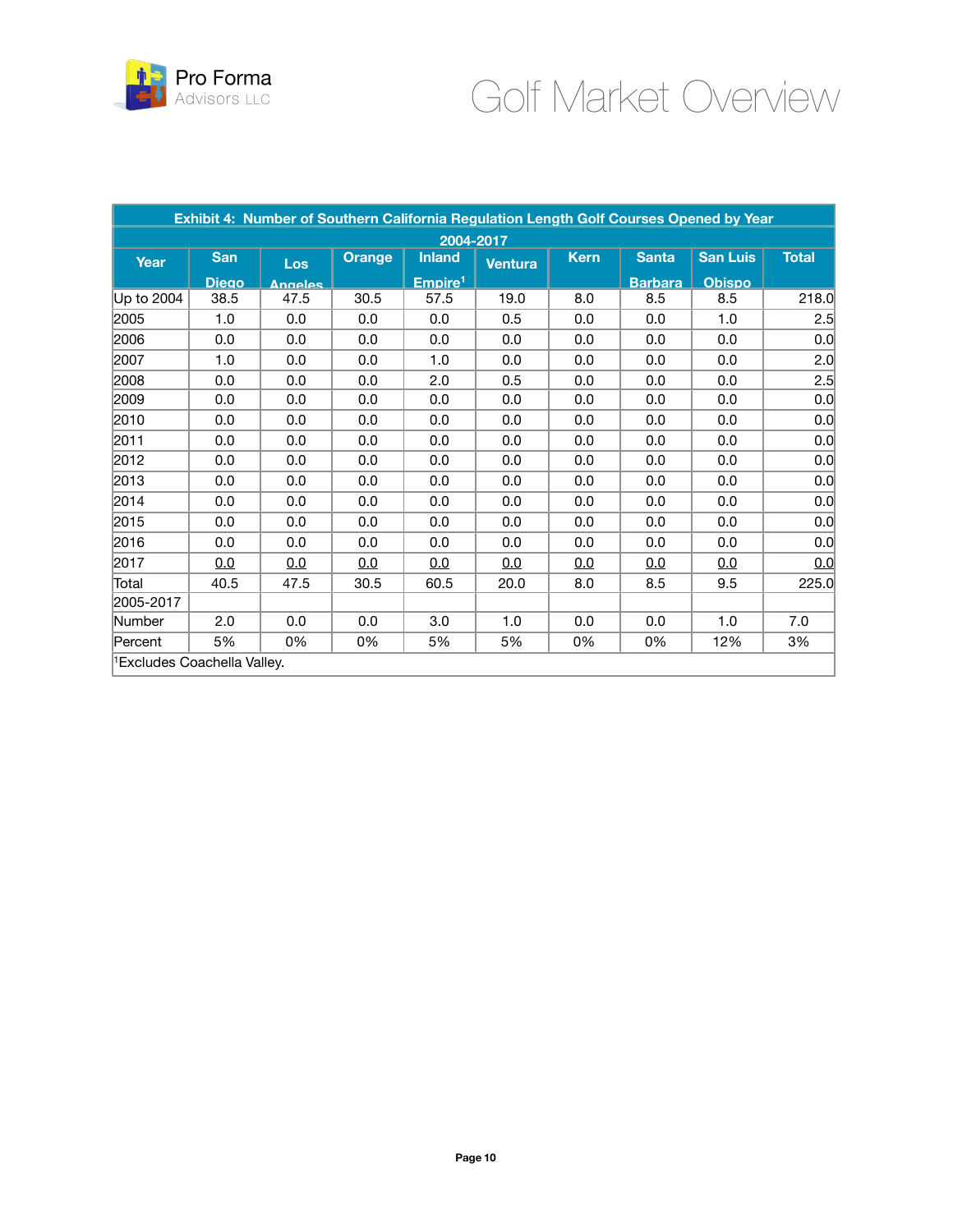| Exhibit 4: Number of Southern California Regulation Length Golf Courses Opened by Year 2004-2017 | | | | | | | | | |
|---|---|---|---|---|---|---|---|---|---|
| Year | San Diego | Los Angeles | Orange | Inland Empire[1] | Ventura | Kern | Santa Barbara | San Luis Obispo | Total |
| Up to 2004 | 38.5 | 47.5 | 30.5 | 57.5 | 19.0 | 8.0 | 8.5 | 8.5 | 218.0 |
| 2005 | 1.0 | 0.0 | 0.0 | 0.0 | 0.5 | 0.0 | 0.0 | 1.0 | 2.5 |
| 2006 | 0.0 | 0.0 | 0.0 | 0.0 | 0.0 | 0.0 | 0.0 | 0.0 | 0.0 |
| 2007 | 1.0 | 0.0 | 0.0 | 1.0 | 0.0 | 0.0 | 0.0 | 0.0 | 2.0 |
| 2008 | 0.0 | 0.0 | 0.0 | 2.0 | 0.5 | 0.0 | 0.0 | 0.0 | 2.5 |
| 2009 | 0.0 | 0.0 | 0.0 | 0.0 | 0.0 | 0.0 | 0.0 | 0.0 | 0.0 |
| 2010 | 0.0 | 0.0 | 0.0 | 0.0 | 0.0 | 0.0 | 0.0 | 0.0 | 0.0 |
| 2011 | 0.0 | 0.0 | 0.0 | 0.0 | 0.0 | 0.0 | 0.0 | 0.0 | 0.0 |
| 2012 | 0.0 | 0.0 | 0.0 | 0.0 | 0.0 | 0.0 | 0.0 | 0.0 | 0.0 |
| 2013 | 0.0 | 0.0 | 0.0 | 0.0 | 0.0 | 0.0 | 0.0 | 0.0 | 0.0 |
| 2014 | 0.0 | 0.0 | 0.0 | 0.0 | 0.0 | 0.0 | 0.0 | 0.0 | 0.0 |
| 2015 | 0.0 | 0.0 | 0.0 | 0.0 | 0.0 | 0.0 | 0.0 | 0.0 | 0.0 |
| 2016 | 0.0 | 0.0 | 0.0 | 0.0 | 0.0 | 0.0 | 0.0 | 0.0 | 0.0 |
| 2017 | 0.0 | 0.0 | 0.0 | 0.0 | 0.0 | 0.0 | 0.0 | 0.0 | 0.0 |
| Total | 40.5 | 47.5 | 30.5 | 60.5 | 20.0 | 8.0 | 8.5 | 9.5 | 225.0 |
| 2005-2017 | | | | | | | | | |
| Number | 2.0 | 0.0 | 0.0 | 3.0 | 1.0 | 0.0 | 0.0 | 1.0 | 7.0 |
| Percent | 5% | 0% | 0% | 5% | 5% | 0% | 0% | 12% | 3% |

[1]Excludes Coachella Valley.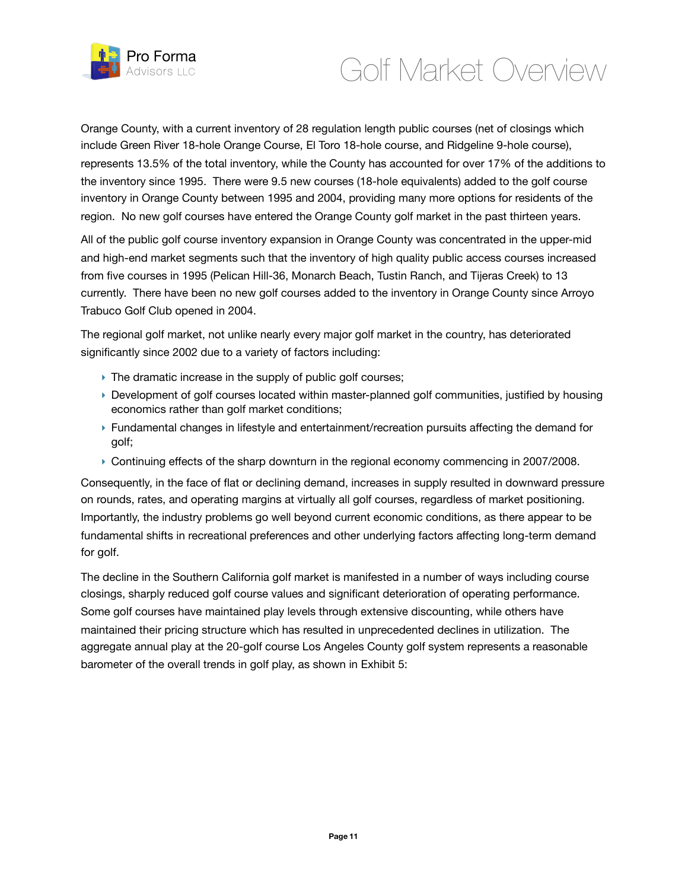# Golf Market Overview

Orange County, with a current inventory of 28 regulation length public courses (net of closings which include Green River 18-hole Orange Course, El Toro 18-hole course, and Ridgeline 9-hole course), represents 13.5% of the total inventory, while the County has accounted for over 17% of the additions to the inventory since 1995. There were 9.5 new courses (18-hole equivalents) added to the golf course inventory in Orange County between 1995 and 2004, providing many more options for residents of the region. No new golf courses have entered the Orange County golf market in the past thirteen years.

All of the public golf course inventory expansion in Orange County was concentrated in the upper-mid and high-end market segments such that the inventory of high quality public access courses increased from five courses in 1995 (Pelican Hill-36, Monarch Beach, Tustin Ranch, and Tijeras Creek) to 13 currently. There have been no new golf courses added to the inventory in Orange County since Arroyo Trabuco Golf Club opened in 2004.

The regional golf market, not unlike nearly every major golf market in the country, has deteriorated significantly since 2002 due to a variety of factors including:

- The dramatic increase in the supply of public golf courses;
- Development of golf courses located within master-planned golf communities, justified by housing economics rather than golf market conditions;
- Fundamental changes in lifestyle and entertainment/recreation pursuits affecting the demand for golf;
- Continuing effects of the sharp downturn in the regional economy commencing in 2007/2008.

Consequently, in the face of flat or declining demand, increases in supply resulted in downward pressure on rounds, rates, and operating margins at virtually all golf courses, regardless of market positioning. Importantly, the industry problems go well beyond current economic conditions, as there appear to be fundamental shifts in recreational preferences and other underlying factors affecting long-term demand for golf.

The decline in the Southern California golf market is manifested in a number of ways including course closings, sharply reduced golf course values and significant deterioration of operating performance. Some golf courses have maintained play levels through extensive discounting, while others have maintained their pricing structure which has resulted in unprecedented declines in utilization. The aggregate annual play at the 20-golf course Los Angeles County golf system represents a reasonable barometer of the overall trends in golf play, as shown in Exhibit 5: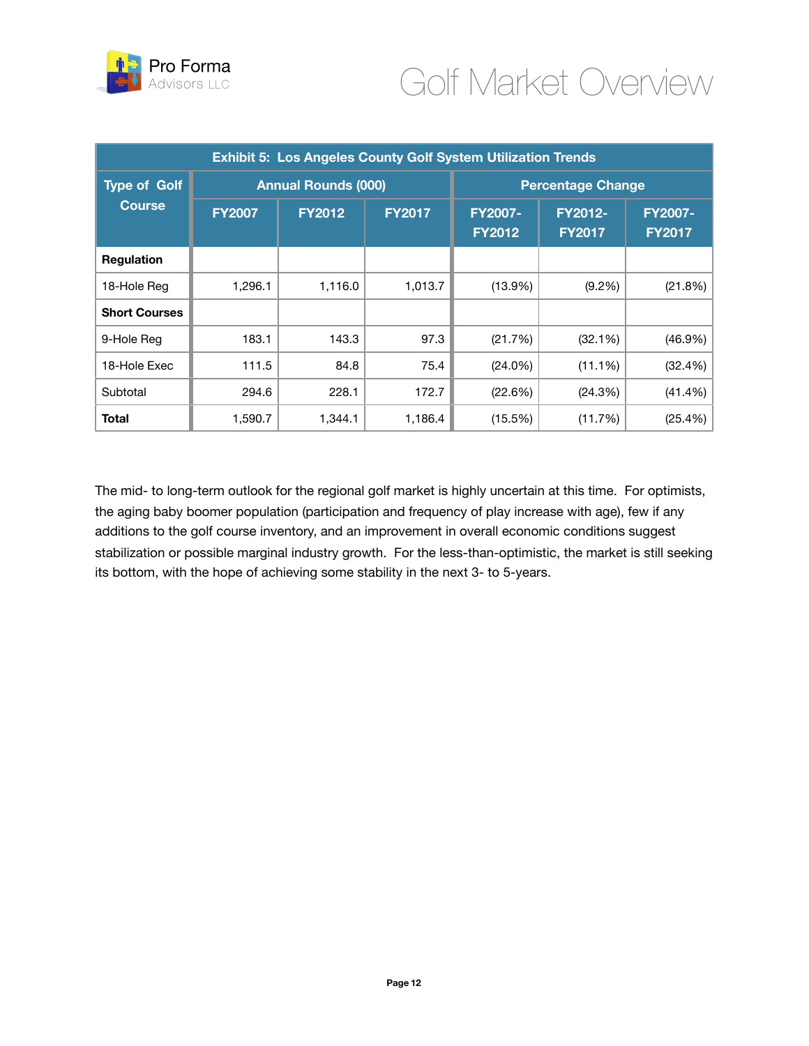| Exhibit 5: Los Angeles County Golf System Utilization Trends | | | | | | |
|---|---|---|---|---|---|---|
| Type of Golf Course | Annual Rounds (000) | | | Percentage Change | | |
| | FY2007 | FY2012 | FY2017 | FY2007-FY2012 | FY2012-FY2017 | FY2007-FY2017 |
| **Regulation** | | | | | | |
| 18-Hole Reg | 1,296.1 | 1,116.0 | 1,013.7 | (13.9%) | (9.2%) | (21.8%) |
| **Short Courses** | | | | | | |
| 9-Hole Reg | 183.1 | 143.3 | 97.3 | (21.7%) | (32.1%) | (46.9%) |
| 18-Hole Exec | 111.5 | 84.8 | 75.4 | (24.0%) | (11.1%) | (32.4%) |
| Subtotal | 294.6 | 228.1 | 172.7 | (22.6%) | (24.3%) | (41.4%) |
| **Total** | 1,590.7 | 1,344.1 | 1,186.4 | (15.5%) | (11.7%) | (25.4%) |

The mid- to long-term outlook for the regional golf market is highly uncertain at this time. For optimists, the aging baby boomer population (participation and frequency of play increase with age), few if any additions to the golf course inventory, and an improvement in overall economic conditions suggest stabilization or possible marginal industry growth. For the less-than-optimistic, the market is still seeking its bottom, with the hope of achieving some stability in the next 3- to 5-years.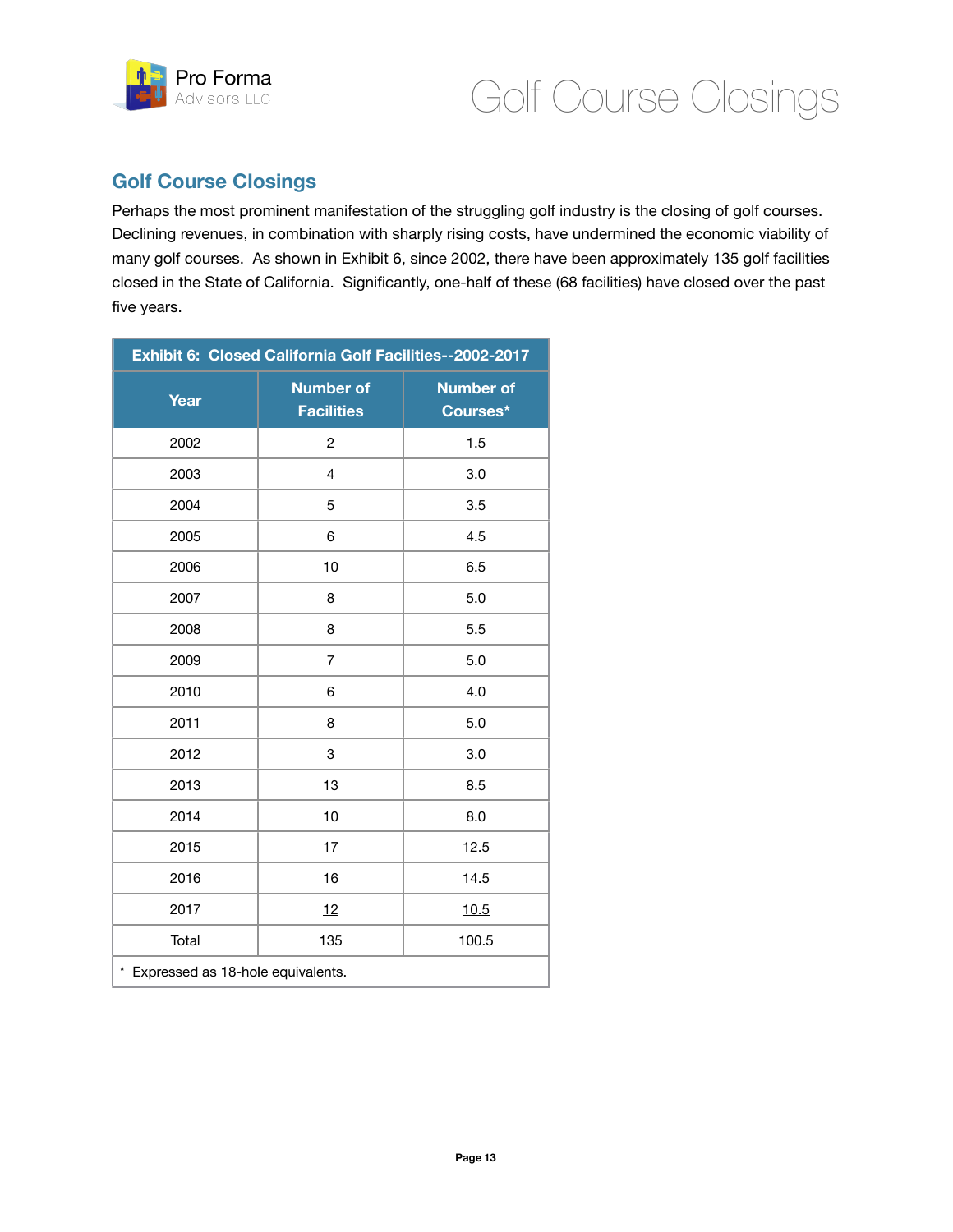## Golf Course Closings

Perhaps the most prominent manifestation of the struggling golf industry is the closing of golf courses. Declining revenues, in combination with sharply rising costs, have undermined the economic viability of many golf courses. As shown in Exhibit 6, since 2002, there have been approximately 135 golf facilities closed in the State of California. Significantly, one-half of these (68 facilities) have closed over the past five years.

| Exhibit 6: Closed California Golf Facilities--2002-2017 | | |
|---|---|---|
| **Year** | **Number of Facilities** | **Number of Courses*** |
| 2002 | 2 | 1.5 |
| 2003 | 4 | 3.0 |
| 2004 | 5 | 3.5 |
| 2005 | 6 | 4.5 |
| 2006 | 10 | 6.5 |
| 2007 | 8 | 5.0 |
| 2008 | 8 | 5.5 |
| 2009 | 7 | 5.0 |
| 2010 | 6 | 4.0 |
| 2011 | 8 | 5.0 |
| 2012 | 3 | 3.0 |
| 2013 | 13 | 8.5 |
| 2014 | 10 | 8.0 |
| 2015 | 17 | 12.5 |
| 2016 | 16 | 14.5 |
| 2017 | 12 | 10.5 |
| Total | 135 | 100.5 |

\* Expressed as 18-hole equivalents.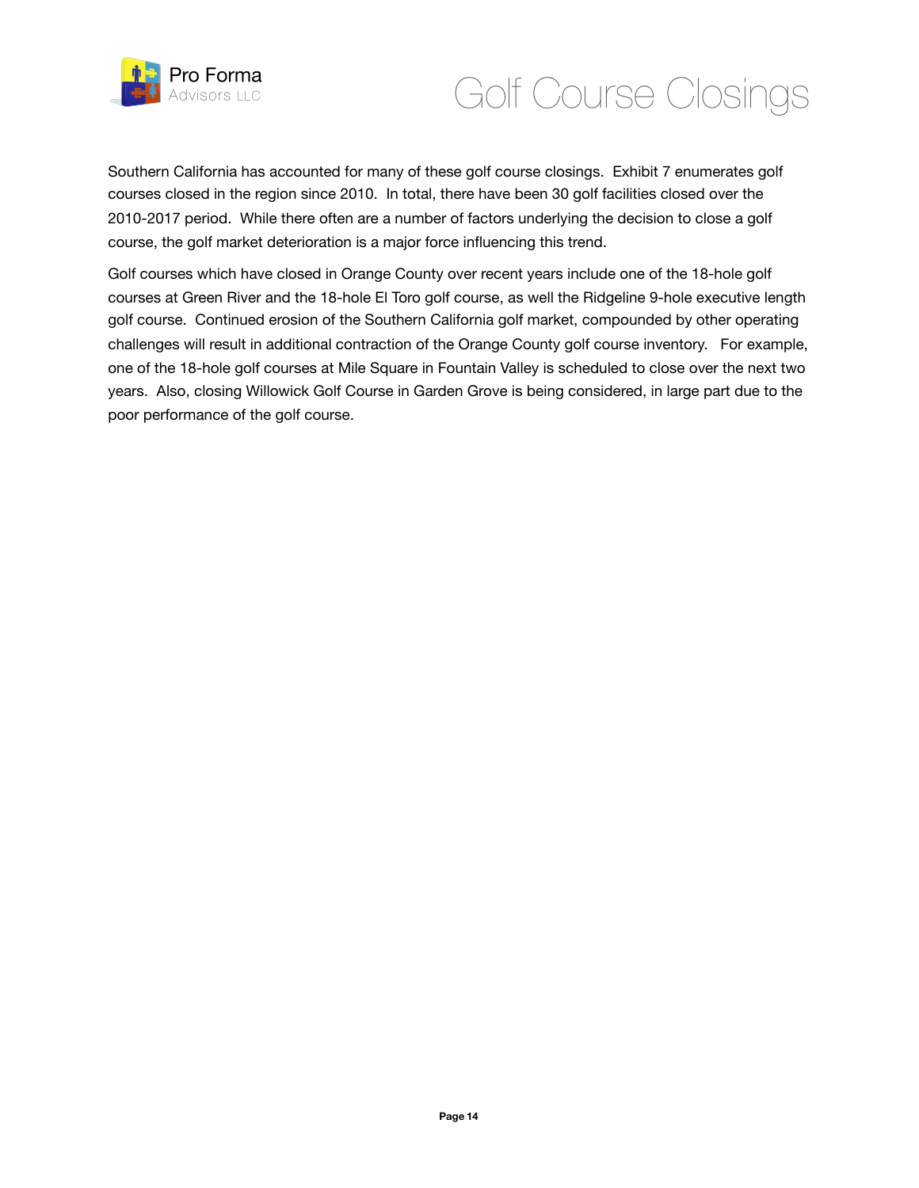# Golf Course Closings

Southern California has accounted for many of these golf course closings. Exhibit 7 enumerates golf courses closed in the region since 2010. In total, there have been 30 golf facilities closed over the 2010-2017 period. While there often are a number of factors underlying the decision to close a golf course, the golf market deterioration is a major force influencing this trend.

Golf courses which have closed in Orange County over recent years include one of the 18-hole golf courses at Green River and the 18-hole El Toro golf course, as well the Ridgeline 9-hole executive length golf course. Continued erosion of the Southern California golf market, compounded by other operating challenges will result in additional contraction of the Orange County golf course inventory. For example, one of the 18-hole golf courses at Mile Square in Fountain Valley is scheduled to close over the next two years. Also, closing Willowick Golf Course in Garden Grove is being considered, in large part due to the poor performance of the golf course.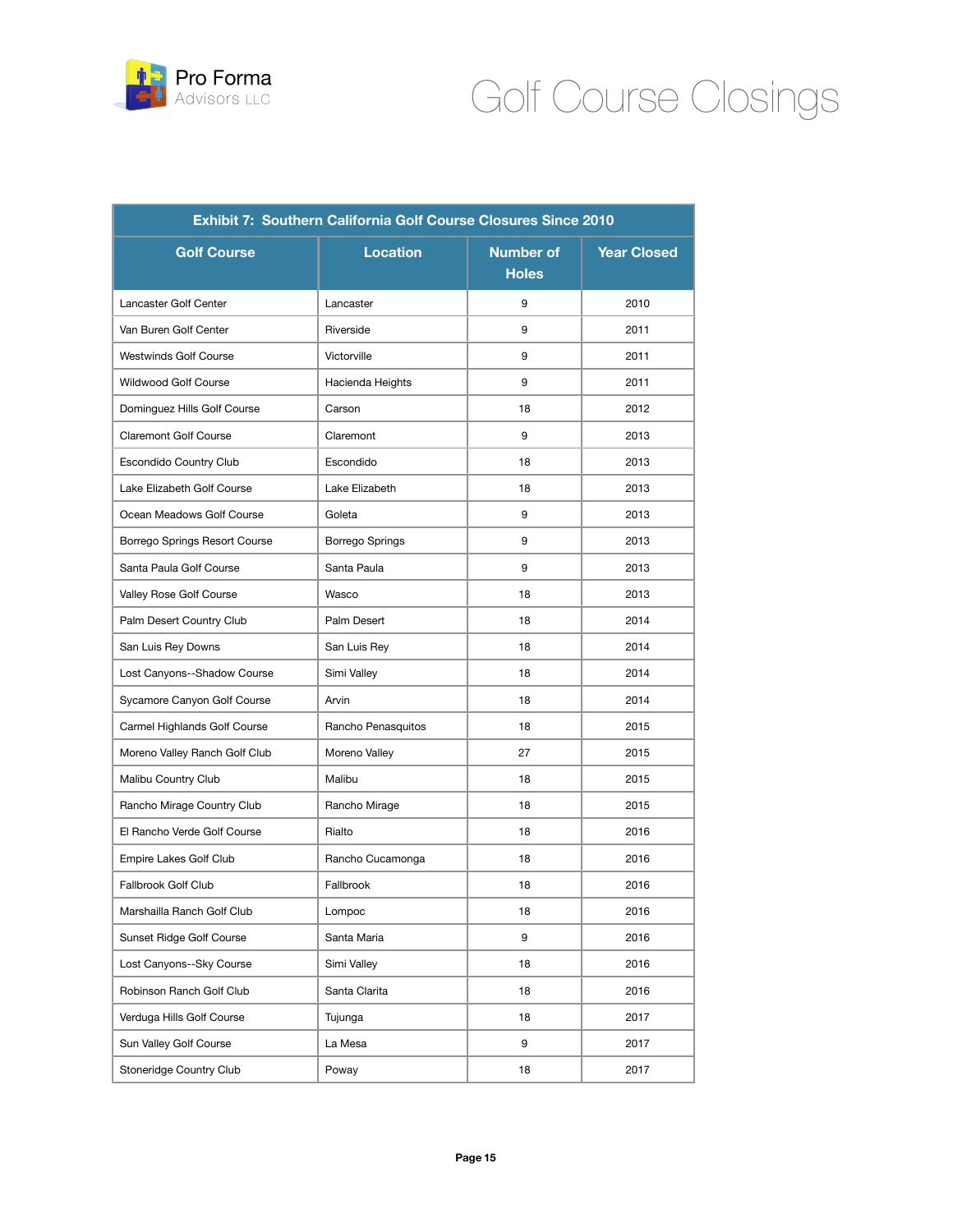| Exhibit 7: Southern California Golf Course Closures Since 2010 | | | |
|---|---|---|---|
| **Golf Course** | **Location** | **Number of Holes** | **Year Closed** |
| Lancaster Golf Center | Lancaster | 9 | 2010 |
| Van Buren Golf Center | Riverside | 9 | 2011 |
| Westwinds Golf Course | Victorville | 9 | 2011 |
| Wildwood Golf Course | Hacienda Heights | 9 | 2011 |
| Dominguez Hills Golf Course | Carson | 18 | 2012 |
| Claremont Golf Course | Claremont | 9 | 2013 |
| Escondido Country Club | Escondido | 18 | 2013 |
| Lake Elizabeth Golf Course | Lake Elizabeth | 18 | 2013 |
| Ocean Meadows Golf Course | Goleta | 9 | 2013 |
| Borrego Springs Resort Course | Borrego Springs | 9 | 2013 |
| Santa Paula Golf Course | Santa Paula | 9 | 2013 |
| Valley Rose Golf Course | Wasco | 18 | 2013 |
| Palm Desert Country Club | Palm Desert | 18 | 2014 |
| San Luis Rey Downs | San Luis Rey | 18 | 2014 |
| Lost Canyons--Shadow Course | Simi Valley | 18 | 2014 |
| Sycamore Canyon Golf Course | Arvin | 18 | 2014 |
| Carmel Highlands Golf Course | Rancho Penasquitos | 18 | 2015 |
| Moreno Valley Ranch Golf Club | Moreno Valley | 27 | 2015 |
| Malibu Country Club | Malibu | 18 | 2015 |
| Rancho Mirage Country Club | Rancho Mirage | 18 | 2015 |
| El Rancho Verde Golf Course | Rialto | 18 | 2016 |
| Empire Lakes Golf Club | Rancho Cucamonga | 18 | 2016 |
| Fallbrook Golf Club | Fallbrook | 18 | 2016 |
| Marshailla Ranch Golf Club | Lompoc | 18 | 2016 |
| Sunset Ridge Golf Course | Santa Maria | 9 | 2016 |
| Lost Canyons--Sky Course | Simi Valley | 18 | 2016 |
| Robinson Ranch Golf Club | Santa Clarita | 18 | 2016 |
| Verduga Hills Golf Course | Tujunga | 18 | 2017 |
| Sun Valley Golf Course | La Mesa | 9 | 2017 |
| Stoneridge Country Club | Poway | 18 | 2017 |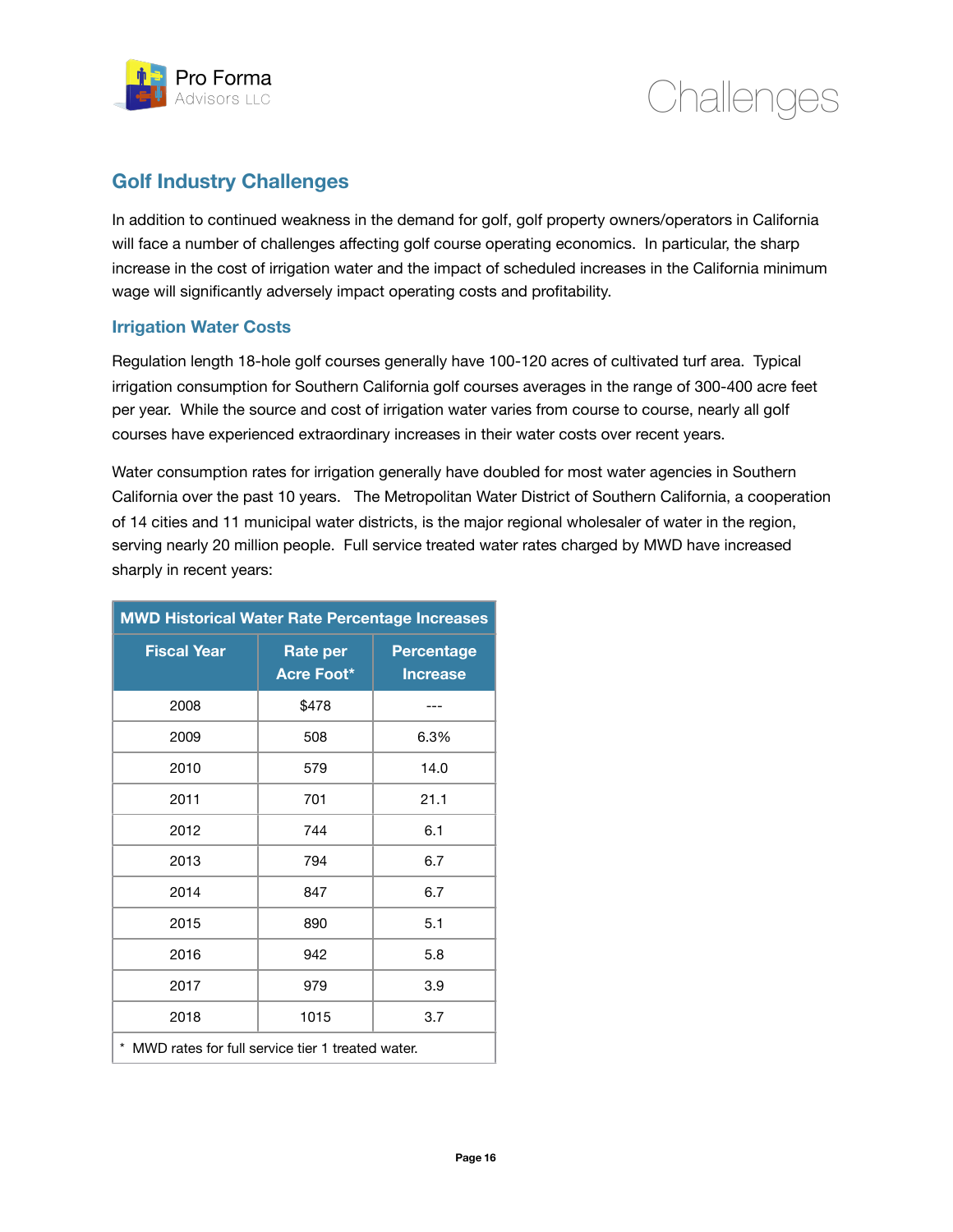## Golf Industry Challenges

In addition to continued weakness in the demand for golf, golf property owners/operators in California will face a number of challenges affecting golf course operating economics. In particular, the sharp increase in the cost of irrigation water and the impact of scheduled increases in the California minimum wage will significantly adversely impact operating costs and profitability.

### Irrigation Water Costs

Regulation length 18-hole golf courses generally have 100-120 acres of cultivated turf area. Typical irrigation consumption for Southern California golf courses averages in the range of 300-400 acre feet per year. While the source and cost of irrigation water varies from course to course, nearly all golf courses have experienced extraordinary increases in their water costs over recent years.

Water consumption rates for irrigation generally have doubled for most water agencies in Southern California over the past 10 years. The Metropolitan Water District of Southern California, a cooperation of 14 cities and 11 municipal water districts, is the major regional wholesaler of water in the region, serving nearly 20 million people. Full service treated water rates charged by MWD have increased sharply in recent years:

| MWD Historical Water Rate Percentage Increases | | |
|---|---|---|
| **Fiscal Year** | **Rate per Acre Foot*** | **Percentage Increase** |
| 2008 | $478 | --- |
| 2009 | 508 | 6.3% |
| 2010 | 579 | 14.0 |
| 2011 | 701 | 21.1 |
| 2012 | 744 | 6.1 |
| 2013 | 794 | 6.7 |
| 2014 | 847 | 6.7 |
| 2015 | 890 | 5.1 |
| 2016 | 942 | 5.8 |
| 2017 | 979 | 3.9 |
| 2018 | 1015 | 3.7 |

\* MWD rates for full service tier 1 treated water.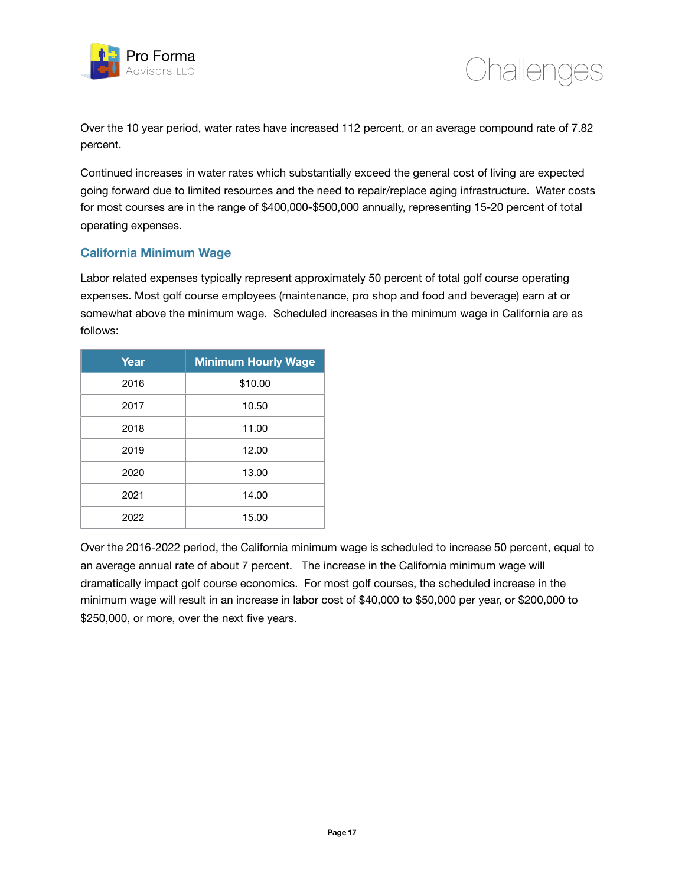Over the 10 year period, water rates have increased 112 percent, or an average compound rate of 7.82 percent.

Continued increases in water rates which substantially exceed the general cost of living are expected going forward due to limited resources and the need to repair/replace aging infrastructure. Water costs for most courses are in the range of $400,000-$500,000 annually, representing 15-20 percent of total operating expenses.

### California Minimum Wage

Labor related expenses typically represent approximately 50 percent of total golf course operating expenses. Most golf course employees (maintenance, pro shop and food and beverage) earn at or somewhat above the minimum wage. Scheduled increases in the minimum wage in California are as follows:

| Year | Minimum Hourly Wage |
|---|---|
| 2016 | $10.00 |
| 2017 | 10.50 |
| 2018 | 11.00 |
| 2019 | 12.00 |
| 2020 | 13.00 |
| 2021 | 14.00 |
| 2022 | 15.00 |

Over the 2016-2022 period, the California minimum wage is scheduled to increase 50 percent, equal to an average annual rate of about 7 percent. The increase in the California minimum wage will dramatically impact golf course economics. For most golf courses, the scheduled increase in the minimum wage will result in an increase in labor cost of $40,000 to $50,000 per year, or $200,000 to $250,000, or more, over the next five years.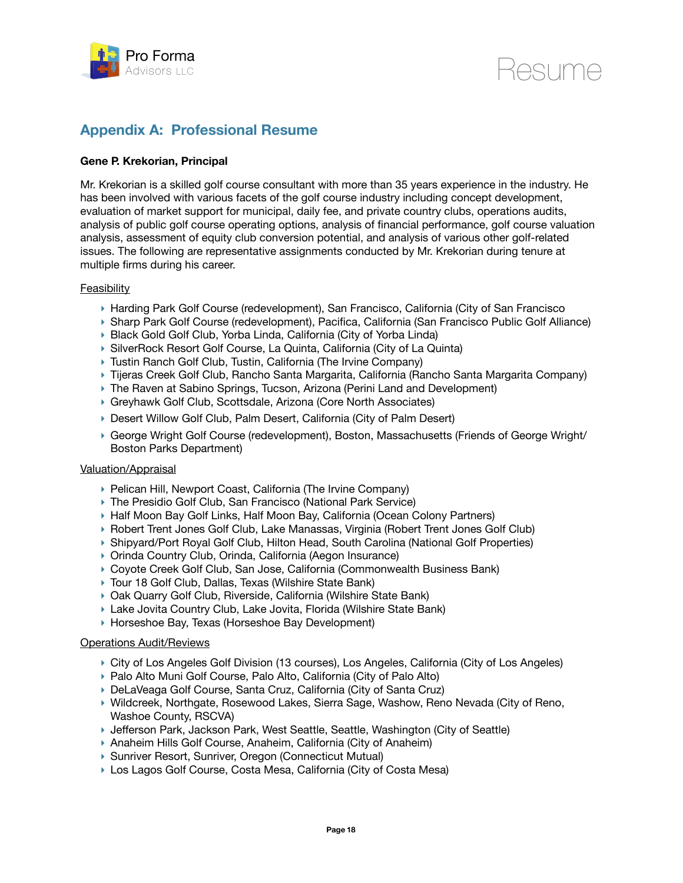## Appendix A: Professional Resume

**Gene P. Krekorian, Principal**

Mr. Krekorian is a skilled golf course consultant with more than 35 years experience in the industry. He has been involved with various facets of the golf course industry including concept development, evaluation of market support for municipal, daily fee, and private country clubs, operations audits, analysis of public golf course operating options, analysis of financial performance, golf course valuation analysis, assessment of equity club conversion potential, and analysis of various other golf-related issues. The following are representative assignments conducted by Mr. Krekorian during tenure at multiple firms during his career.

<u>Feasibility</u>

- Harding Park Golf Course (redevelopment), San Francisco, California (City of San Francisco
- Sharp Park Golf Course (redevelopment), Pacifica, California (San Francisco Public Golf Alliance)
- Black Gold Golf Club, Yorba Linda, California (City of Yorba Linda)
- SilverRock Resort Golf Course, La Quinta, California (City of La Quinta)
- Tustin Ranch Golf Club, Tustin, California (The Irvine Company)
- Tijeras Creek Golf Club, Rancho Santa Margarita, California (Rancho Santa Margarita Company)
- The Raven at Sabino Springs, Tucson, Arizona (Perini Land and Development)
- Greyhawk Golf Club, Scottsdale, Arizona (Core North Associates)
- Desert Willow Golf Club, Palm Desert, California (City of Palm Desert)
- George Wright Golf Course (redevelopment), Boston, Massachusetts (Friends of George Wright/ Boston Parks Department)

<u>Valuation/Appraisal</u>

- Pelican Hill, Newport Coast, California (The Irvine Company)
- The Presidio Golf Club, San Francisco (National Park Service)
- Half Moon Bay Golf Links, Half Moon Bay, California (Ocean Colony Partners)
- Robert Trent Jones Golf Club, Lake Manassas, Virginia (Robert Trent Jones Golf Club)
- Shipyard/Port Royal Golf Club, Hilton Head, South Carolina (National Golf Properties)
- Orinda Country Club, Orinda, California (Aegon Insurance)
- Coyote Creek Golf Club, San Jose, California (Commonwealth Business Bank)
- Tour 18 Golf Club, Dallas, Texas (Wilshire State Bank)
- Oak Quarry Golf Club, Riverside, California (Wilshire State Bank)
- Lake Jovita Country Club, Lake Jovita, Florida (Wilshire State Bank)
- Horseshoe Bay, Texas (Horseshoe Bay Development)

<u>Operations Audit/Reviews</u>

- City of Los Angeles Golf Division (13 courses), Los Angeles, California (City of Los Angeles)
- Palo Alto Muni Golf Course, Palo Alto, California (City of Palo Alto)
- DeLaVeaga Golf Course, Santa Cruz, California (City of Santa Cruz)
- Wildcreek, Northgate, Rosewood Lakes, Sierra Sage, Washow, Reno Nevada (City of Reno, Washoe County, RSCVA)
- Jefferson Park, Jackson Park, West Seattle, Seattle, Washington (City of Seattle)
- Anaheim Hills Golf Course, Anaheim, California (City of Anaheim)
- Sunriver Resort, Sunriver, Oregon (Connecticut Mutual)
- Los Lagos Golf Course, Costa Mesa, California (City of Costa Mesa)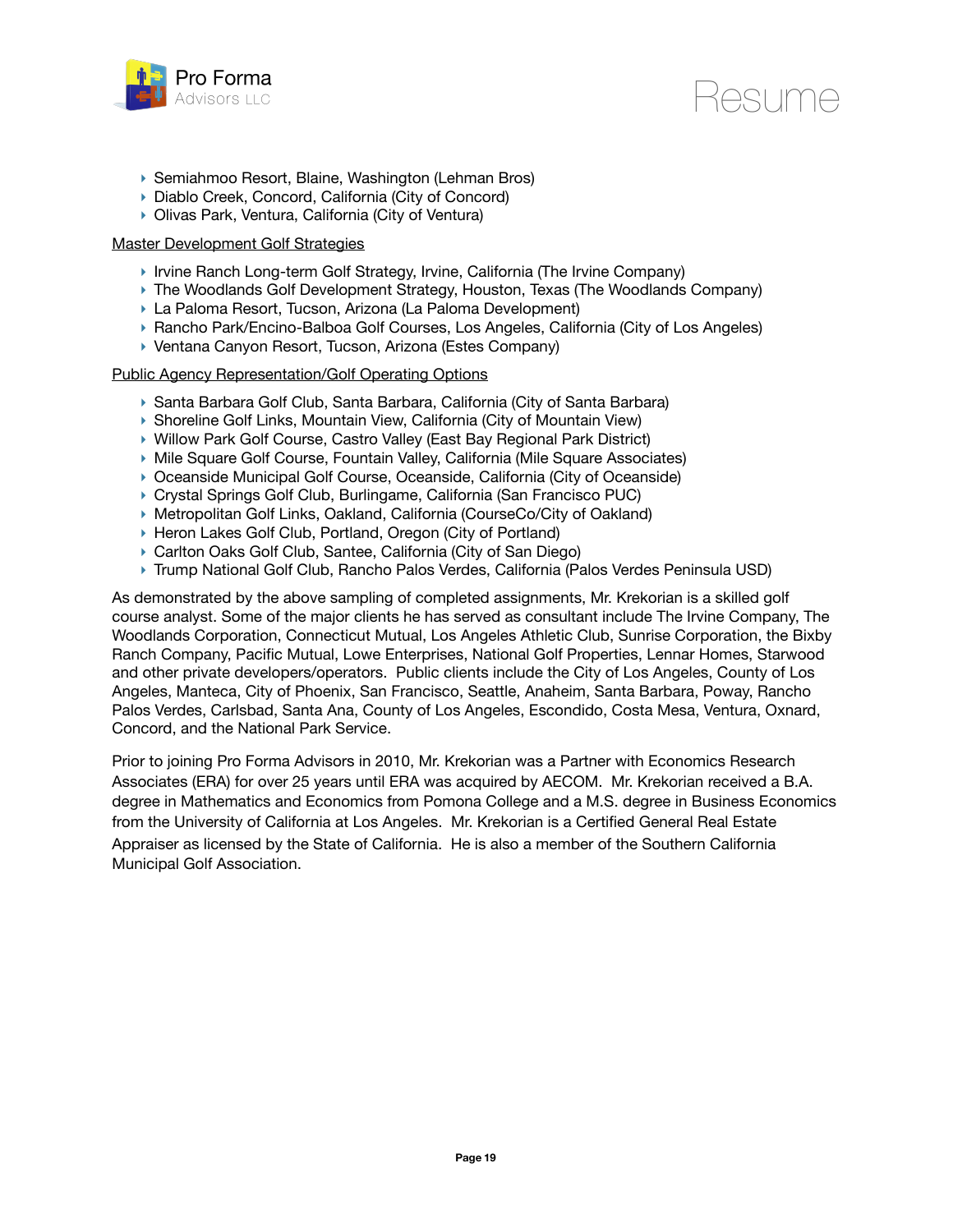- Semiahmoo Resort, Blaine, Washington (Lehman Bros)
- Diablo Creek, Concord, California (City of Concord)
- Olivas Park, Ventura, California (City of Ventura)

<u>Master Development Golf Strategies</u>

- Irvine Ranch Long-term Golf Strategy, Irvine, California (The Irvine Company)
- The Woodlands Golf Development Strategy, Houston, Texas (The Woodlands Company)
- La Paloma Resort, Tucson, Arizona (La Paloma Development)
- Rancho Park/Encino-Balboa Golf Courses, Los Angeles, California (City of Los Angeles)
- Ventana Canyon Resort, Tucson, Arizona (Estes Company)

<u>Public Agency Representation/Golf Operating Options</u>

- Santa Barbara Golf Club, Santa Barbara, California (City of Santa Barbara)
- Shoreline Golf Links, Mountain View, California (City of Mountain View)
- Willow Park Golf Course, Castro Valley (East Bay Regional Park District)
- Mile Square Golf Course, Fountain Valley, California (Mile Square Associates)
- Oceanside Municipal Golf Course, Oceanside, California (City of Oceanside)
- Crystal Springs Golf Club, Burlingame, California (San Francisco PUC)
- Metropolitan Golf Links, Oakland, California (CourseCo/City of Oakland)
- Heron Lakes Golf Club, Portland, Oregon (City of Portland)
- Carlton Oaks Golf Club, Santee, California (City of San Diego)
- Trump National Golf Club, Rancho Palos Verdes, California (Palos Verdes Peninsula USD)

As demonstrated by the above sampling of completed assignments, Mr. Krekorian is a skilled golf course analyst. Some of the major clients he has served as consultant include The Irvine Company, The Woodlands Corporation, Connecticut Mutual, Los Angeles Athletic Club, Sunrise Corporation, the Bixby Ranch Company, Pacific Mutual, Lowe Enterprises, National Golf Properties, Lennar Homes, Starwood and other private developers/operators. Public clients include the City of Los Angeles, County of Los Angeles, Manteca, City of Phoenix, San Francisco, Seattle, Anaheim, Santa Barbara, Poway, Rancho Palos Verdes, Carlsbad, Santa Ana, County of Los Angeles, Escondido, Costa Mesa, Ventura, Oxnard, Concord, and the National Park Service.

Prior to joining Pro Forma Advisors in 2010, Mr. Krekorian was a Partner with Economics Research Associates (ERA) for over 25 years until ERA was acquired by AECOM. Mr. Krekorian received a B.A. degree in Mathematics and Economics from Pomona College and a M.S. degree in Business Economics from the University of California at Los Angeles. Mr. Krekorian is a Certified General Real Estate Appraiser as licensed by the State of California. He is also a member of the Southern California Municipal Golf Association.